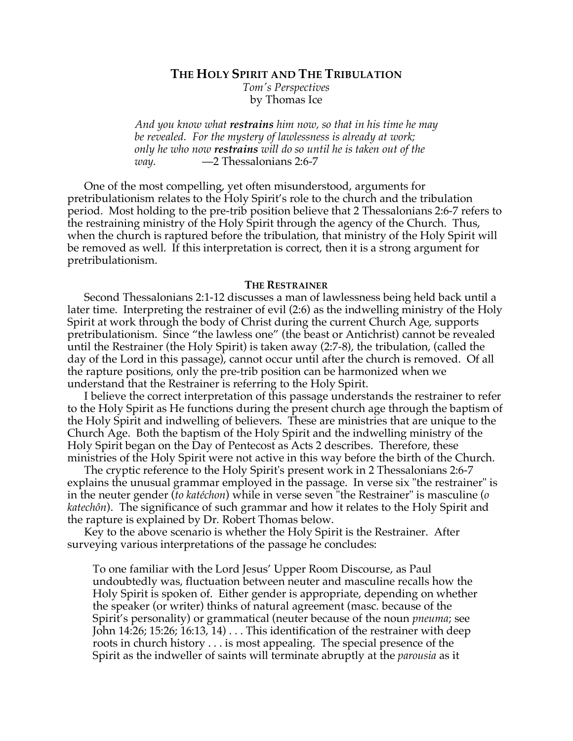# THE HOLY SPIRIT AND THE TRIBULATION

*Tom's Perspectives*
by Thomas Ice

> *And you know what **restrains** him now, so that in his time he may be revealed. For the mystery of lawlessness is already at work; only he who now **restrains** will do so until he is taken out of the way.* —2 Thessalonians 2:6-7

One of the most compelling, yet often misunderstood, arguments for pretribulationism relates to the Holy Spirit's role to the church and the tribulation period. Most holding to the pre-trib position believe that 2 Thessalonians 2:6-7 refers to the restraining ministry of the Holy Spirit through the agency of the Church. Thus, when the church is raptured before the tribulation, that ministry of the Holy Spirit will be removed as well. If this interpretation is correct, then it is a strong argument for pretribulationism.

## THE RESTRAINER

Second Thessalonians 2:1-12 discusses a man of lawlessness being held back until a later time. Interpreting the restrainer of evil (2:6) as the indwelling ministry of the Holy Spirit at work through the body of Christ during the current Church Age, supports pretribulationism. Since "the lawless one" (the beast or Antichrist) cannot be revealed until the Restrainer (the Holy Spirit) is taken away (2:7-8), the tribulation, (called the day of the Lord in this passage), cannot occur until after the church is removed. Of all the rapture positions, only the pre-trib position can be harmonized when we understand that the Restrainer is referring to the Holy Spirit.

I believe the correct interpretation of this passage understands the restrainer to refer to the Holy Spirit as He functions during the present church age through the baptism of the Holy Spirit and indwelling of believers. These are ministries that are unique to the Church Age. Both the baptism of the Holy Spirit and the indwelling ministry of the Holy Spirit began on the Day of Pentecost as Acts 2 describes. Therefore, these ministries of the Holy Spirit were not active in this way before the birth of the Church.

The cryptic reference to the Holy Spirit's present work in 2 Thessalonians 2:6-7 explains the unusual grammar employed in the passage. In verse six "the restrainer" is in the neuter gender (*to katéchon*) while in verse seven "the Restrainer" is masculine (*o katechôn*). The significance of such grammar and how it relates to the Holy Spirit and the rapture is explained by Dr. Robert Thomas below.

Key to the above scenario is whether the Holy Spirit is the Restrainer. After surveying various interpretations of the passage he concludes:

> To one familiar with the Lord Jesus' Upper Room Discourse, as Paul undoubtedly was, fluctuation between neuter and masculine recalls how the Holy Spirit is spoken of. Either gender is appropriate, depending on whether the speaker (or writer) thinks of natural agreement (masc. because of the Spirit's personality) or grammatical (neuter because of the noun *pneuma*; see John 14:26; 15:26; 16:13, 14) . . . This identification of the restrainer with deep roots in church history . . . is most appealing. The special presence of the Spirit as the indweller of saints will terminate abruptly at the *parousia* as it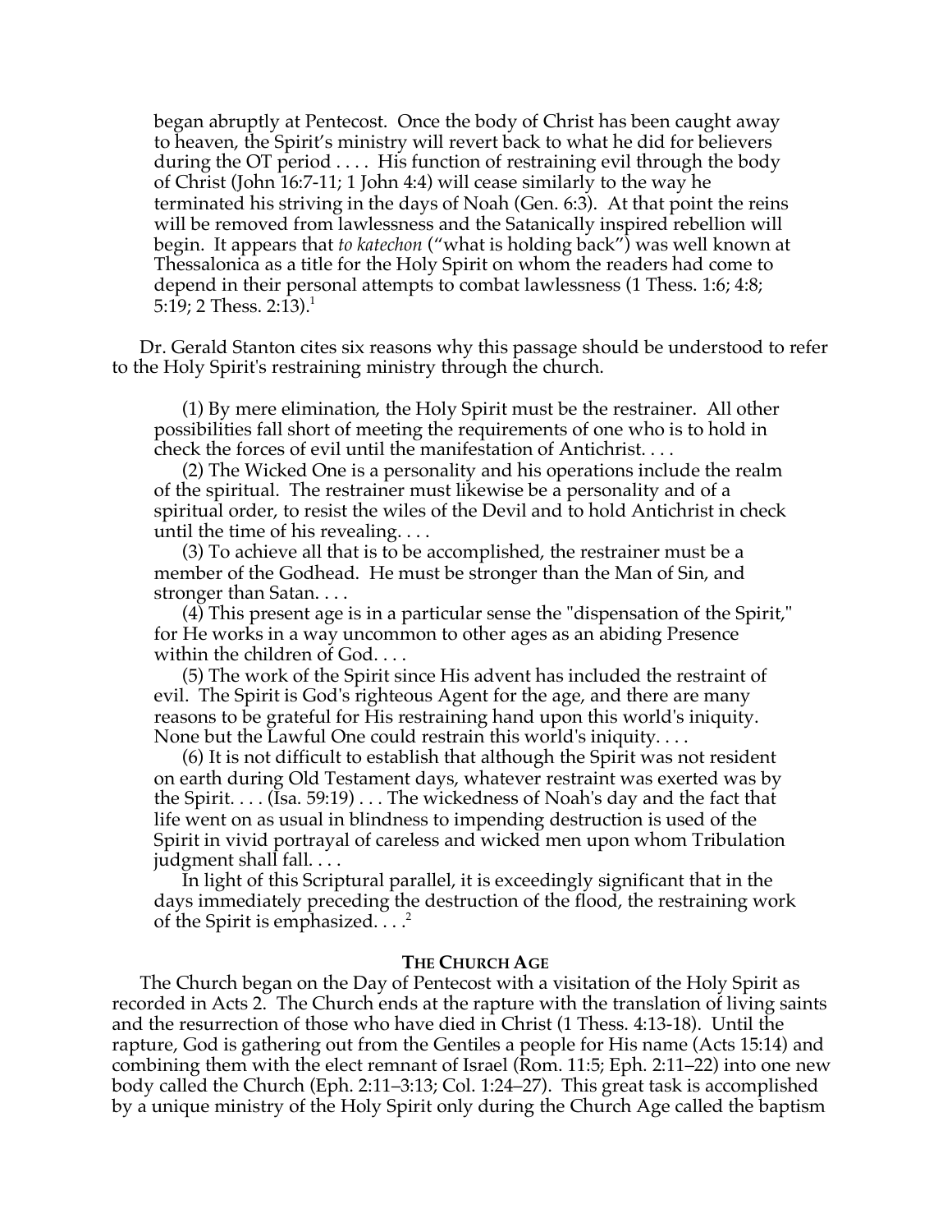> began abruptly at Pentecost. Once the body of Christ has been caught away to heaven, the Spirit's ministry will revert back to what he did for believers during the OT period . . . . His function of restraining evil through the body of Christ (John 16:7-11; 1 John 4:4) will cease similarly to the way he terminated his striving in the days of Noah (Gen. 6:3). At that point the reins will be removed from lawlessness and the Satanically inspired rebellion will begin. It appears that *to katechon* ("what is holding back") was well known at Thessalonica as a title for the Holy Spirit on whom the readers had come to depend in their personal attempts to combat lawlessness (1 Thess. 1:6; 4:8; 5:19; 2 Thess. 2:13).[1]

Dr. Gerald Stanton cites six reasons why this passage should be understood to refer to the Holy Spirit's restraining ministry through the church.

> (1) By mere elimination, the Holy Spirit must be the restrainer. All other possibilities fall short of meeting the requirements of one who is to hold in check the forces of evil until the manifestation of Antichrist. . . .
>
> (2) The Wicked One is a personality and his operations include the realm of the spiritual. The restrainer must likewise be a personality and of a spiritual order, to resist the wiles of the Devil and to hold Antichrist in check until the time of his revealing. . . .
>
> (3) To achieve all that is to be accomplished, the restrainer must be a member of the Godhead. He must be stronger than the Man of Sin, and stronger than Satan. . . .
>
> (4) This present age is in a particular sense the "dispensation of the Spirit," for He works in a way uncommon to other ages as an abiding Presence within the children of God. . . .
>
> (5) The work of the Spirit since His advent has included the restraint of evil. The Spirit is God's righteous Agent for the age, and there are many reasons to be grateful for His restraining hand upon this world's iniquity. None but the Lawful One could restrain this world's iniquity. . . .
>
> (6) It is not difficult to establish that although the Spirit was not resident on earth during Old Testament days, whatever restraint was exerted was by the Spirit. . . . (Isa. 59:19) . . . The wickedness of Noah's day and the fact that life went on as usual in blindness to impending destruction is used of the Spirit in vivid portrayal of careless and wicked men upon whom Tribulation judgment shall fall. . . .
>
> In light of this Scriptural parallel, it is exceedingly significant that in the days immediately preceding the destruction of the flood, the restraining work of the Spirit is emphasized. . . .[2]

### THE CHURCH AGE

The Church began on the Day of Pentecost with a visitation of the Holy Spirit as recorded in Acts 2. The Church ends at the rapture with the translation of living saints and the resurrection of those who have died in Christ (1 Thess. 4:13-18). Until the rapture, God is gathering out from the Gentiles a people for His name (Acts 15:14) and combining them with the elect remnant of Israel (Rom. 11:5; Eph. 2:11–22) into one new body called the Church (Eph. 2:11–3:13; Col. 1:24–27). This great task is accomplished by a unique ministry of the Holy Spirit only during the Church Age called the baptism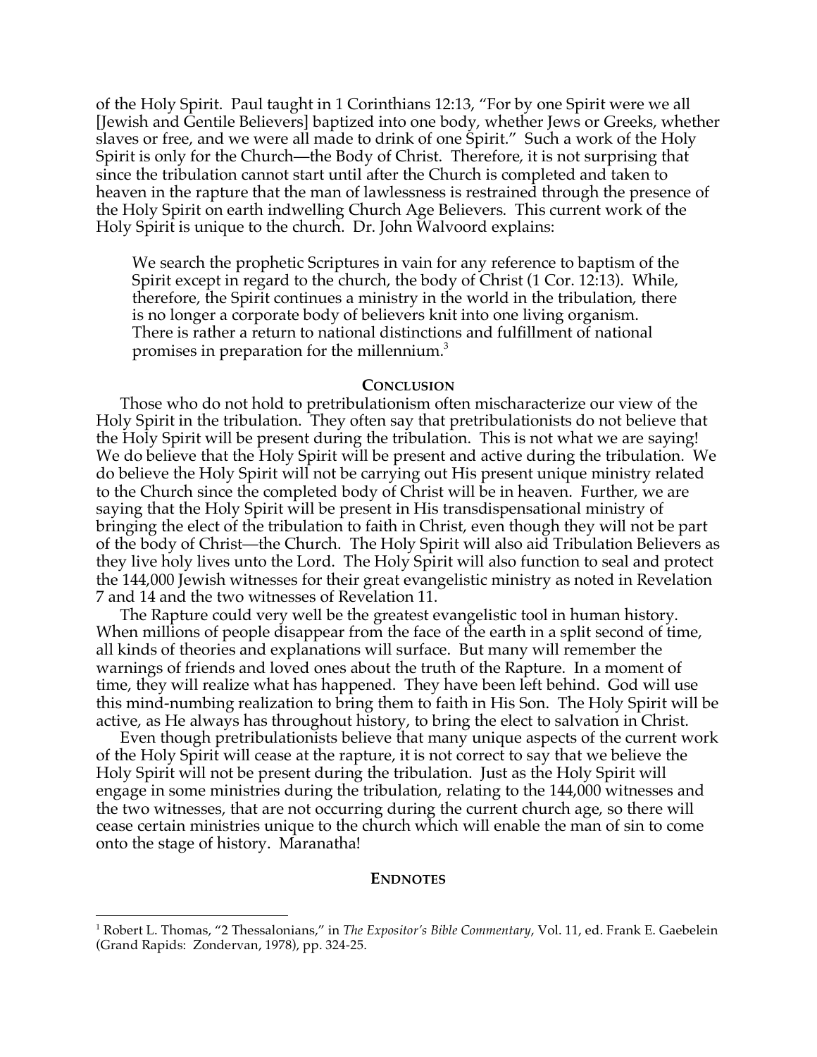of the Holy Spirit. Paul taught in 1 Corinthians 12:13, "For by one Spirit were we all [Jewish and Gentile Believers] baptized into one body, whether Jews or Greeks, whether slaves or free, and we were all made to drink of one Spirit." Such a work of the Holy Spirit is only for the Church—the Body of Christ. Therefore, it is not surprising that since the tribulation cannot start until after the Church is completed and taken to heaven in the rapture that the man of lawlessness is restrained through the presence of the Holy Spirit on earth indwelling Church Age Believers. This current work of the Holy Spirit is unique to the church. Dr. John Walvoord explains:

> We search the prophetic Scriptures in vain for any reference to baptism of the Spirit except in regard to the church, the body of Christ (1 Cor. 12:13). While, therefore, the Spirit continues a ministry in the world in the tribulation, there is no longer a corporate body of believers knit into one living organism. There is rather a return to national distinctions and fulfillment of national promises in preparation for the millennium.[3]

## Conclusion

Those who do not hold to pretribulationism often mischaracterize our view of the Holy Spirit in the tribulation. They often say that pretribulationists do not believe that the Holy Spirit will be present during the tribulation. This is not what we are saying! We do believe that the Holy Spirit will be present and active during the tribulation. We do believe the Holy Spirit will not be carrying out His present unique ministry related to the Church since the completed body of Christ will be in heaven. Further, we are saying that the Holy Spirit will be present in His transdispensational ministry of bringing the elect of the tribulation to faith in Christ, even though they will not be part of the body of Christ—the Church. The Holy Spirit will also aid Tribulation Believers as they live holy lives unto the Lord. The Holy Spirit will also function to seal and protect the 144,000 Jewish witnesses for their great evangelistic ministry as noted in Revelation 7 and 14 and the two witnesses of Revelation 11.

The Rapture could very well be the greatest evangelistic tool in human history. When millions of people disappear from the face of the earth in a split second of time, all kinds of theories and explanations will surface. But many will remember the warnings of friends and loved ones about the truth of the Rapture. In a moment of time, they will realize what has happened. They have been left behind. God will use this mind-numbing realization to bring them to faith in His Son. The Holy Spirit will be active, as He always has throughout history, to bring the elect to salvation in Christ.

Even though pretribulationists believe that many unique aspects of the current work of the Holy Spirit will cease at the rapture, it is not correct to say that we believe the Holy Spirit will not be present during the tribulation. Just as the Holy Spirit will engage in some ministries during the tribulation, relating to the 144,000 witnesses and the two witnesses, that are not occurring during the current church age, so there will cease certain ministries unique to the church which will enable the man of sin to come onto the stage of history. Maranatha!

## Endnotes

[1] Robert L. Thomas, "2 Thessalonians," in *The Expositor's Bible Commentary*, Vol. 11, ed. Frank E. Gaebelein (Grand Rapids: Zondervan, 1978), pp. 324-25.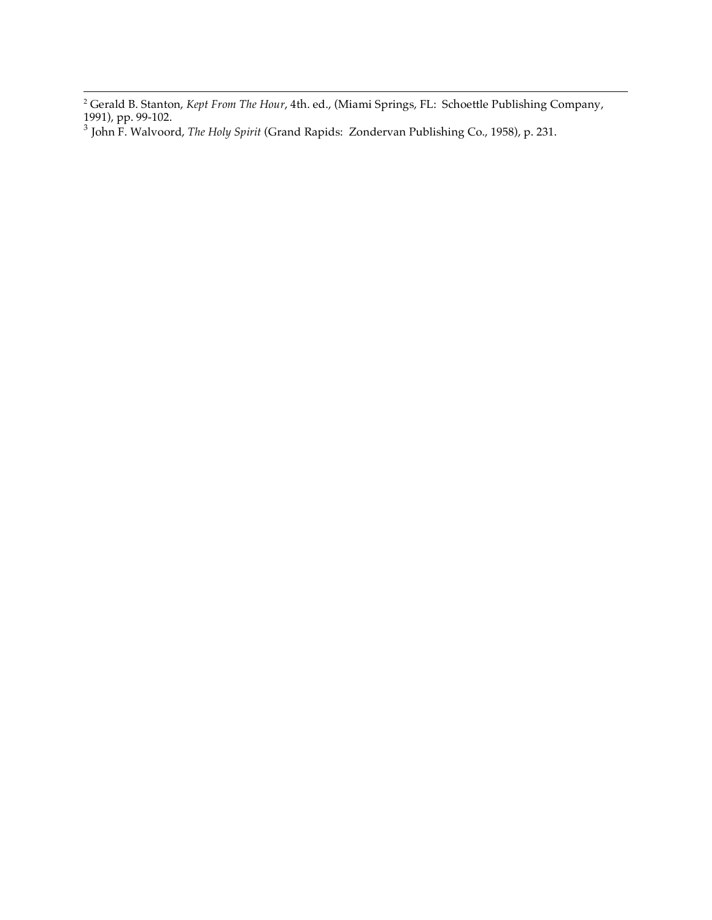[2] Gerald B. Stanton, *Kept From The Hour*, 4th. ed., (Miami Springs, FL: Schoettle Publishing Company, 1991), pp. 99-102.

[3] John F. Walvoord, *The Holy Spirit* (Grand Rapids: Zondervan Publishing Co., 1958), p. 231.